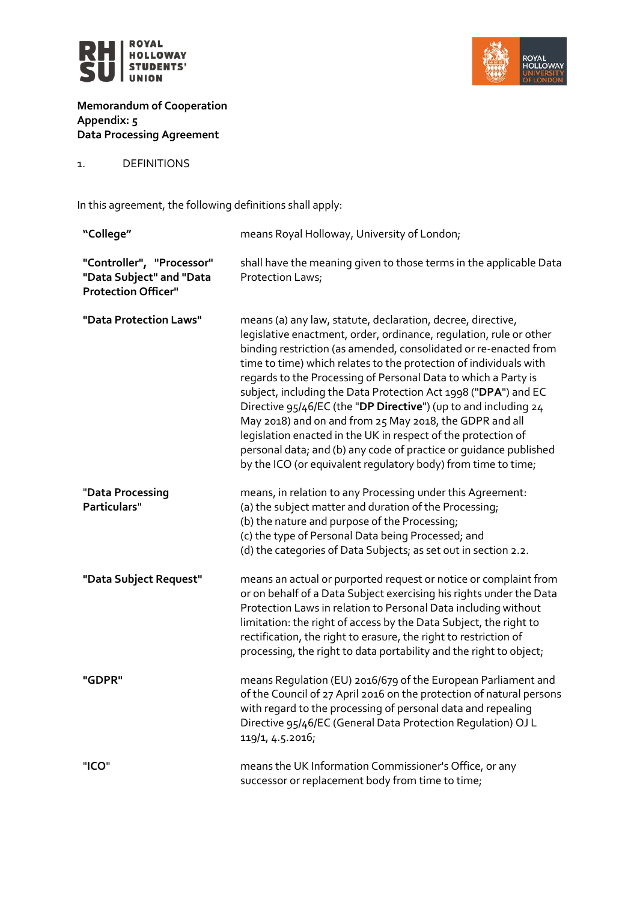**Memorandum of Cooperation**
**Appendix: 5**
**Data Processing Agreement**

1. DEFINITIONS

In this agreement, the following definitions shall apply:

| | |
|---|---|
| **"College"** | means Royal Holloway, University of London; |
| **"Controller", "Processor" "Data Subject" and "Data Protection Officer"** | shall have the meaning given to those terms in the applicable Data Protection Laws; |
| **"Data Protection Laws"** | means (a) any law, statute, declaration, decree, directive, legislative enactment, order, ordinance, regulation, rule or other binding restriction (as amended, consolidated or re-enacted from time to time) which relates to the protection of individuals with regards to the Processing of Personal Data to which a Party is subject, including the Data Protection Act 1998 ("**DPA**") and EC Directive 95/46/EC (the "**DP Directive**") (up to and including 24 May 2018) and on and from 25 May 2018, the GDPR and all legislation enacted in the UK in respect of the protection of personal data; and (b) any code of practice or guidance published by the ICO (or equivalent regulatory body) from time to time; |
| **"Data Processing Particulars"** | means, in relation to any Processing under this Agreement: (a) the subject matter and duration of the Processing; (b) the nature and purpose of the Processing; (c) the type of Personal Data being Processed; and (d) the categories of Data Subjects; as set out in section 2.2. |
| **"Data Subject Request"** | means an actual or purported request or notice or complaint from or on behalf of a Data Subject exercising his rights under the Data Protection Laws in relation to Personal Data including without limitation: the right of access by the Data Subject, the right to rectification, the right to erasure, the right to restriction of processing, the right to data portability and the right to object; |
| **"GDPR"** | means Regulation (EU) 2016/679 of the European Parliament and of the Council of 27 April 2016 on the protection of natural persons with regard to the processing of personal data and repealing Directive 95/46/EC (General Data Protection Regulation) OJ L 119/1, 4.5.2016; |
| **"ICO"** | means the UK Information Commissioner's Office, or any successor or replacement body from time to time; |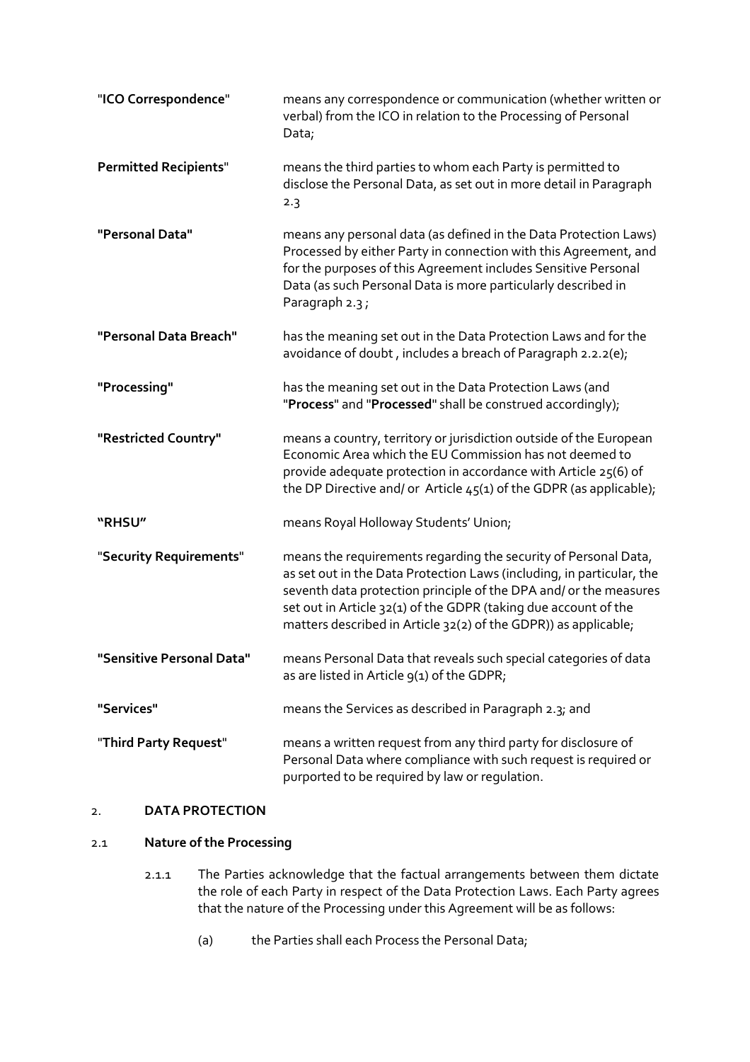| | |
|---|---|
| "**ICO Correspondence**" | means any correspondence or communication (whether written or verbal) from the ICO in relation to the Processing of Personal Data; |
| **Permitted Recipients**" | means the third parties to whom each Party is permitted to disclose the Personal Data, as set out in more detail in Paragraph 2.3 |
| **"Personal Data"** | means any personal data (as defined in the Data Protection Laws) Processed by either Party in connection with this Agreement, and for the purposes of this Agreement includes Sensitive Personal Data (as such Personal Data is more particularly described in Paragraph 2.3 ; |
| **"Personal Data Breach"** | has the meaning set out in the Data Protection Laws and for the avoidance of doubt , includes a breach of Paragraph 2.2.2(e); |
| **"Processing"** | has the meaning set out in the Data Protection Laws (and "**Process**" and "**Processed**" shall be construed accordingly); |
| **"Restricted Country"** | means a country, territory or jurisdiction outside of the European Economic Area which the EU Commission has not deemed to provide adequate protection in accordance with Article 25(6) of the DP Directive and/ or Article 45(1) of the GDPR (as applicable); |
| **"RHSU"** | means Royal Holloway Students' Union; |
| "**Security Requirements**" | means the requirements regarding the security of Personal Data, as set out in the Data Protection Laws (including, in particular, the seventh data protection principle of the DPA and/ or the measures set out in Article 32(1) of the GDPR (taking due account of the matters described in Article 32(2) of the GDPR)) as applicable; |
| **"Sensitive Personal Data"** | means Personal Data that reveals such special categories of data as are listed in Article 9(1) of the GDPR; |
| **"Services"** | means the Services as described in Paragraph 2.3; and |
| "**Third Party Request**" | means a written request from any third party for disclosure of Personal Data where compliance with such request is required or purported to be required by law or regulation. |

## 2. DATA PROTECTION

### 2.1 Nature of the Processing

2.1.1 The Parties acknowledge that the factual arrangements between them dictate the role of each Party in respect of the Data Protection Laws. Each Party agrees that the nature of the Processing under this Agreement will be as follows:

(a) the Parties shall each Process the Personal Data;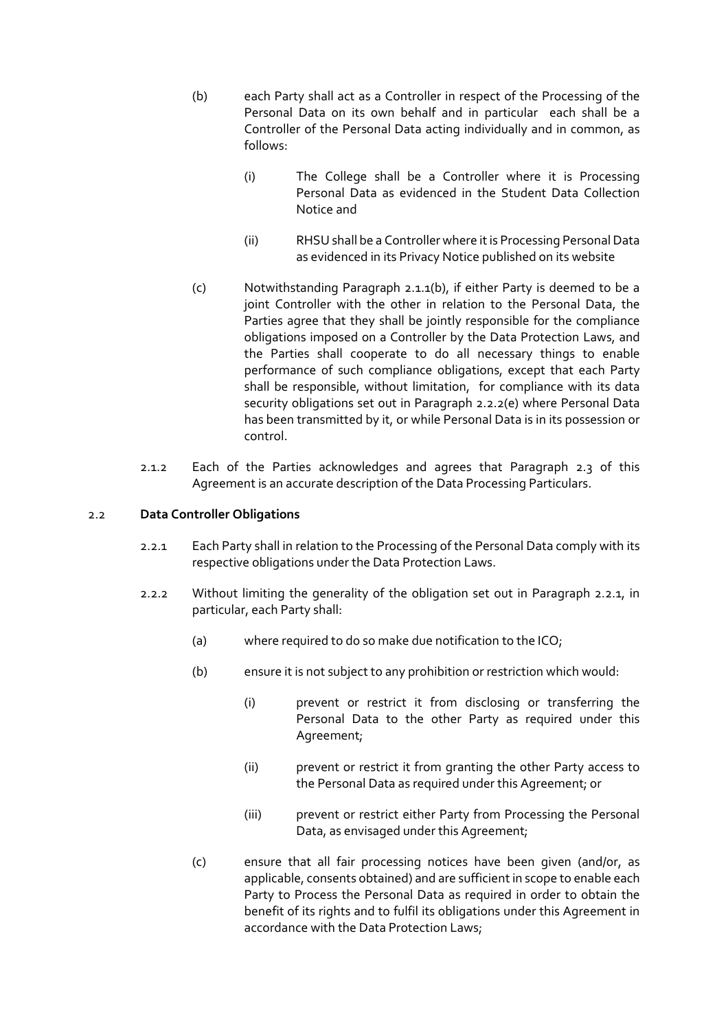(b) each Party shall act as a Controller in respect of the Processing of the Personal Data on its own behalf and in particular each shall be a Controller of the Personal Data acting individually and in common, as follows:

(i) The College shall be a Controller where it is Processing Personal Data as evidenced in the Student Data Collection Notice and

(ii) RHSU shall be a Controller where it is Processing Personal Data as evidenced in its Privacy Notice published on its website

(c) Notwithstanding Paragraph 2.1.1(b), if either Party is deemed to be a joint Controller with the other in relation to the Personal Data, the Parties agree that they shall be jointly responsible for the compliance obligations imposed on a Controller by the Data Protection Laws, and the Parties shall cooperate to do all necessary things to enable performance of such compliance obligations, except that each Party shall be responsible, without limitation, for compliance with its data security obligations set out in Paragraph 2.2.2(e) where Personal Data has been transmitted by it, or while Personal Data is in its possession or control.

2.1.2 Each of the Parties acknowledges and agrees that Paragraph 2.3 of this Agreement is an accurate description of the Data Processing Particulars.

2.2 **Data Controller Obligations**

2.2.1 Each Party shall in relation to the Processing of the Personal Data comply with its respective obligations under the Data Protection Laws.

2.2.2 Without limiting the generality of the obligation set out in Paragraph 2.2.1, in particular, each Party shall:

(a) where required to do so make due notification to the ICO;

(b) ensure it is not subject to any prohibition or restriction which would:

(i) prevent or restrict it from disclosing or transferring the Personal Data to the other Party as required under this Agreement;

(ii) prevent or restrict it from granting the other Party access to the Personal Data as required under this Agreement; or

(iii) prevent or restrict either Party from Processing the Personal Data, as envisaged under this Agreement;

(c) ensure that all fair processing notices have been given (and/or, as applicable, consents obtained) and are sufficient in scope to enable each Party to Process the Personal Data as required in order to obtain the benefit of its rights and to fulfil its obligations under this Agreement in accordance with the Data Protection Laws;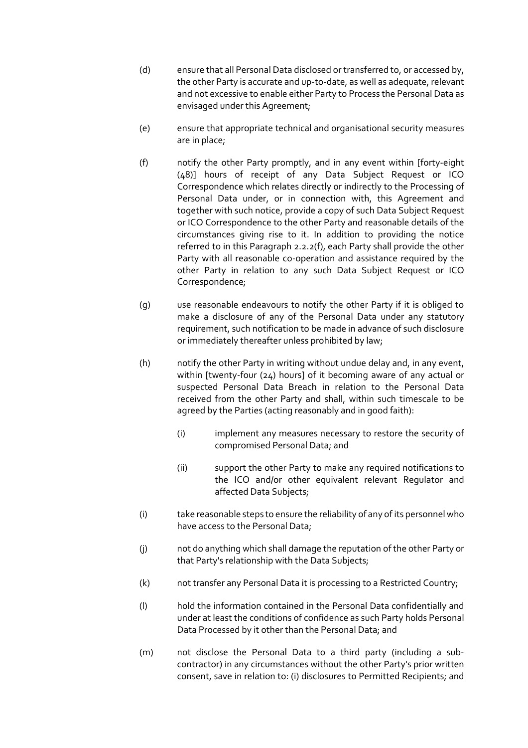(d) ensure that all Personal Data disclosed or transferred to, or accessed by, the other Party is accurate and up-to-date, as well as adequate, relevant and not excessive to enable either Party to Process the Personal Data as envisaged under this Agreement;

(e) ensure that appropriate technical and organisational security measures are in place;

(f) notify the other Party promptly, and in any event within [forty-eight (48)] hours of receipt of any Data Subject Request or ICO Correspondence which relates directly or indirectly to the Processing of Personal Data under, or in connection with, this Agreement and together with such notice, provide a copy of such Data Subject Request or ICO Correspondence to the other Party and reasonable details of the circumstances giving rise to it. In addition to providing the notice referred to in this Paragraph 2.2.2(f), each Party shall provide the other Party with all reasonable co-operation and assistance required by the other Party in relation to any such Data Subject Request or ICO Correspondence;

(g) use reasonable endeavours to notify the other Party if it is obliged to make a disclosure of any of the Personal Data under any statutory requirement, such notification to be made in advance of such disclosure or immediately thereafter unless prohibited by law;

(h) notify the other Party in writing without undue delay and, in any event, within [twenty-four (24) hours] of it becoming aware of any actual or suspected Personal Data Breach in relation to the Personal Data received from the other Party and shall, within such timescale to be agreed by the Parties (acting reasonably and in good faith):

   (i) implement any measures necessary to restore the security of compromised Personal Data; and

   (ii) support the other Party to make any required notifications to the ICO and/or other equivalent relevant Regulator and affected Data Subjects;

(i) take reasonable steps to ensure the reliability of any of its personnel who have access to the Personal Data;

(j) not do anything which shall damage the reputation of the other Party or that Party's relationship with the Data Subjects;

(k) not transfer any Personal Data it is processing to a Restricted Country;

(l) hold the information contained in the Personal Data confidentially and under at least the conditions of confidence as such Party holds Personal Data Processed by it other than the Personal Data; and

(m) not disclose the Personal Data to a third party (including a sub-contractor) in any circumstances without the other Party's prior written consent, save in relation to: (i) disclosures to Permitted Recipients; and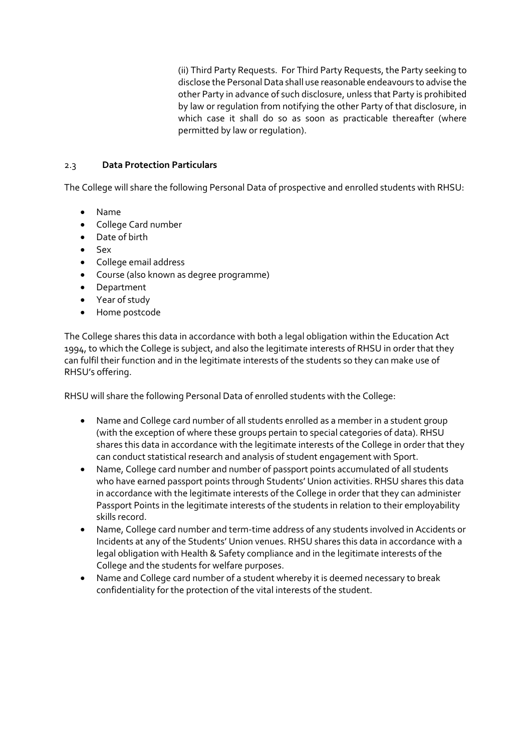(ii) Third Party Requests. For Third Party Requests, the Party seeking to disclose the Personal Data shall use reasonable endeavours to advise the other Party in advance of such disclosure, unless that Party is prohibited by law or regulation from notifying the other Party of that disclosure, in which case it shall do so as soon as practicable thereafter (where permitted by law or regulation).

## 2.3 **Data Protection Particulars**

The College will share the following Personal Data of prospective and enrolled students with RHSU:

- Name
- College Card number
- Date of birth
- Sex
- College email address
- Course (also known as degree programme)
- Department
- Year of study
- Home postcode

The College shares this data in accordance with both a legal obligation within the Education Act 1994, to which the College is subject, and also the legitimate interests of RHSU in order that they can fulfil their function and in the legitimate interests of the students so they can make use of RHSU's offering.

RHSU will share the following Personal Data of enrolled students with the College:

- Name and College card number of all students enrolled as a member in a student group (with the exception of where these groups pertain to special categories of data). RHSU shares this data in accordance with the legitimate interests of the College in order that they can conduct statistical research and analysis of student engagement with Sport.
- Name, College card number and number of passport points accumulated of all students who have earned passport points through Students' Union activities. RHSU shares this data in accordance with the legitimate interests of the College in order that they can administer Passport Points in the legitimate interests of the students in relation to their employability skills record.
- Name, College card number and term-time address of any students involved in Accidents or Incidents at any of the Students' Union venues. RHSU shares this data in accordance with a legal obligation with Health & Safety compliance and in the legitimate interests of the College and the students for welfare purposes.
- Name and College card number of a student whereby it is deemed necessary to break confidentiality for the protection of the vital interests of the student.